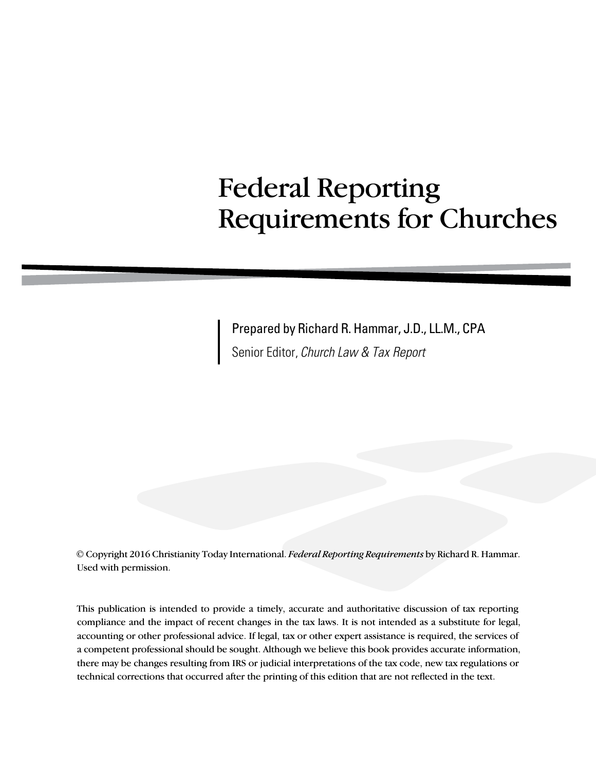# Federal Reporting Requirements for Churches

Prepared by Richard R. Hammar, J.D., LL.M., CPA

Senior Editor, *Church Law & Tax Report*

© Copyright 2016 Christianity Today International. *Federal Reporting Requirements* by Richard R. Hammar. Used with permission.

This publication is intended to provide a timely, accurate and authoritative discussion of tax reporting compliance and the impact of recent changes in the tax laws. It is not intended as a substitute for legal, accounting or other professional advice. If legal, tax or other expert assistance is required, the services of a competent professional should be sought. Although we believe this book provides accurate information, there may be changes resulting from IRS or judicial interpretations of the tax code, new tax regulations or technical corrections that occurred after the printing of this edition that are not reflected in the text.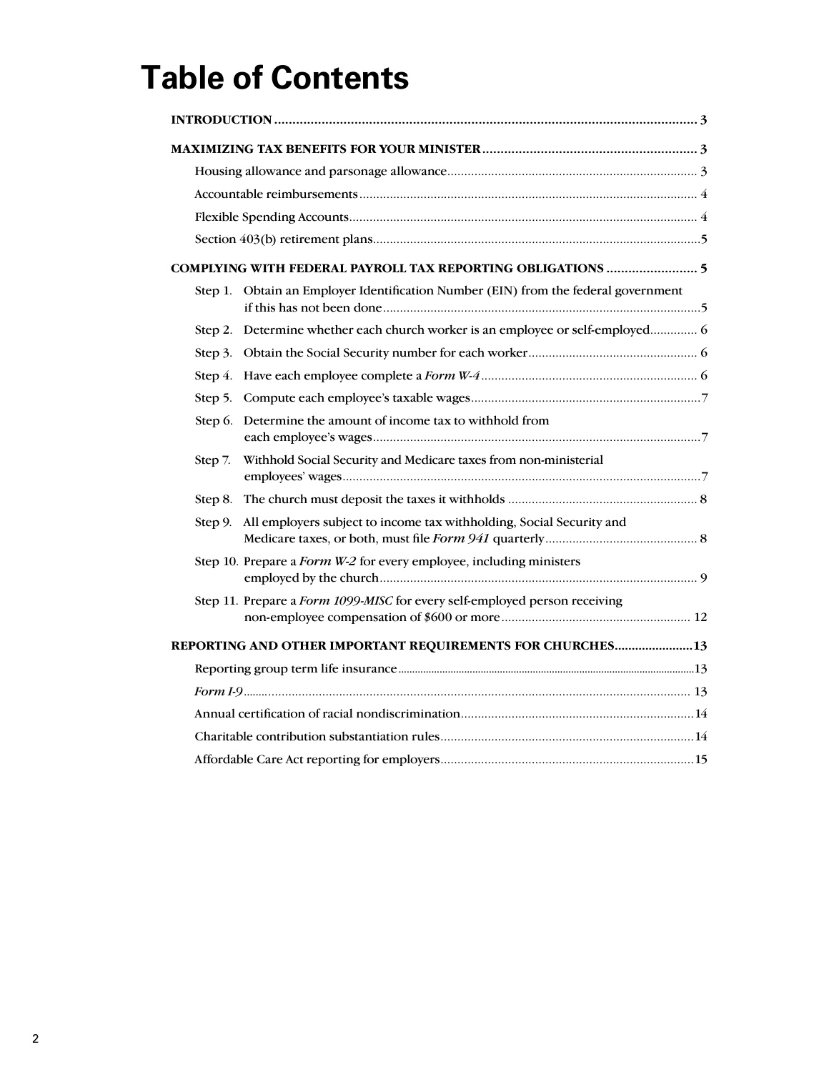# Table of Contents

**INTRODUCTION** ... 3

**MAXIMIZING TAX BENEFITS FOR YOUR MINISTER** ... 3

- Housing allowance and parsonage allowance ... 3
- Accountable reimbursements ... 4
- Flexible Spending Accounts ... 4
- Section 403(b) retirement plans ... 5

**COMPLYING WITH FEDERAL PAYROLL TAX REPORTING OBLIGATIONS** ... 5

- Step 1. Obtain an Employer Identification Number (EIN) from the federal government if this has not been done ... 5
- Step 2. Determine whether each church worker is an employee or self-employed ... 6
- Step 3. Obtain the Social Security number for each worker ... 6
- Step 4. Have each employee complete a *Form W-4* ... 6
- Step 5. Compute each employee's taxable wages ... 7
- Step 6. Determine the amount of income tax to withhold from each employee's wages ... 7
- Step 7. Withhold Social Security and Medicare taxes from non-ministerial employees' wages ... 7
- Step 8. The church must deposit the taxes it withholds ... 8
- Step 9. All employers subject to income tax withholding, Social Security and Medicare taxes, or both, must file *Form 941* quarterly ... 8
- Step 10. Prepare a *Form W-2* for every employee, including ministers employed by the church ... 9
- Step 11. Prepare a *Form 1099-MISC* for every self-employed person receiving non-employee compensation of $600 or more ... 12

**REPORTING AND OTHER IMPORTANT REQUIREMENTS FOR CHURCHES** ... 13

- Reporting group term life insurance ... 13
- *Form I-9* ... 13
- Annual certification of racial nondiscrimination ... 14
- Charitable contribution substantiation rules ... 14
- Affordable Care Act reporting for employers ... 15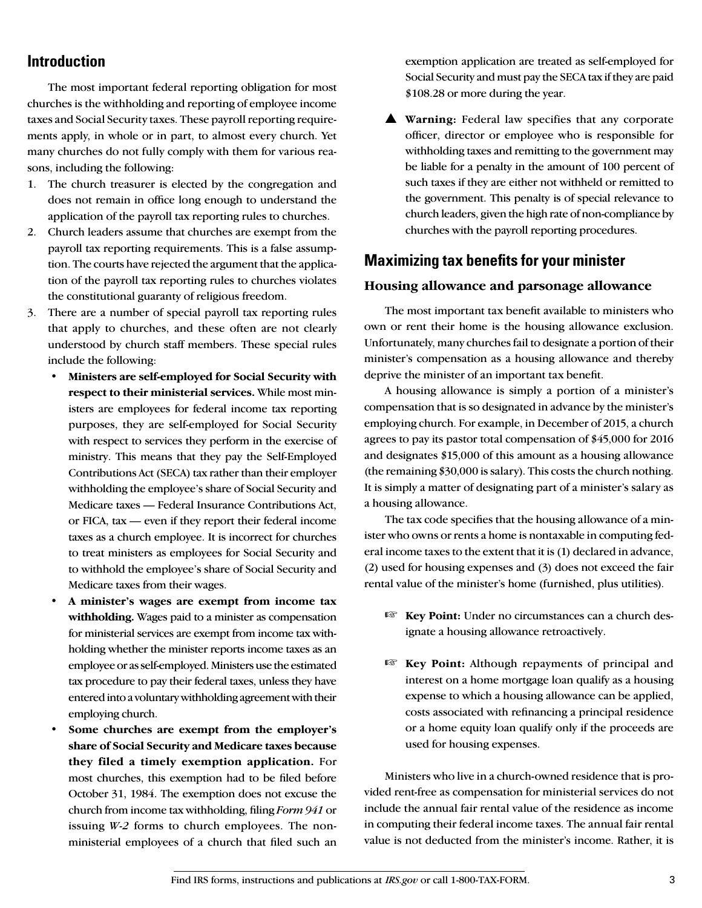## Introduction

The most important federal reporting obligation for most churches is the withholding and reporting of employee income taxes and Social Security taxes. These payroll reporting requirements apply, in whole or in part, to almost every church. Yet many churches do not fully comply with them for various reasons, including the following:

1. The church treasurer is elected by the congregation and does not remain in office long enough to understand the application of the payroll tax reporting rules to churches.
2. Church leaders assume that churches are exempt from the payroll tax reporting requirements. This is a false assumption. The courts have rejected the argument that the application of the payroll tax reporting rules to churches violates the constitutional guaranty of religious freedom.
3. There are a number of special payroll tax reporting rules that apply to churches, and these often are not clearly understood by church staff members. These special rules include the following:
   - **Ministers are self-employed for Social Security with respect to their ministerial services.** While most ministers are employees for federal income tax reporting purposes, they are self-employed for Social Security with respect to services they perform in the exercise of ministry. This means that they pay the Self-Employed Contributions Act (SECA) tax rather than their employer withholding the employee's share of Social Security and Medicare taxes — Federal Insurance Contributions Act, or FICA, tax — even if they report their federal income taxes as a church employee. It is incorrect for churches to treat ministers as employees for Social Security and to withhold the employee's share of Social Security and Medicare taxes from their wages.
   - **A minister's wages are exempt from income tax withholding.** Wages paid to a minister as compensation for ministerial services are exempt from income tax withholding whether the minister reports income taxes as an employee or as self-employed. Ministers use the estimated tax procedure to pay their federal taxes, unless they have entered into a voluntary withholding agreement with their employing church.
   - **Some churches are exempt from the employer's share of Social Security and Medicare taxes because they filed a timely exemption application.** For most churches, this exemption had to be filed before October 31, 1984. The exemption does not excuse the church from income tax withholding, filing *Form 941* or issuing *W-2* forms to church employees. The non-ministerial employees of a church that filed such an exemption application are treated as self-employed for Social Security and must pay the SECA tax if they are paid $108.28 or more during the year.

▲ **Warning:** Federal law specifies that any corporate officer, director or employee who is responsible for withholding taxes and remitting to the government may be liable for a penalty in the amount of 100 percent of such taxes if they are either not withheld or remitted to the government. This penalty is of special relevance to church leaders, given the high rate of non-compliance by churches with the payroll reporting procedures.

## Maximizing tax benefits for your minister

### Housing allowance and parsonage allowance

The most important tax benefit available to ministers who own or rent their home is the housing allowance exclusion. Unfortunately, many churches fail to designate a portion of their minister's compensation as a housing allowance and thereby deprive the minister of an important tax benefit.

A housing allowance is simply a portion of a minister's compensation that is so designated in advance by the minister's employing church. For example, in December of 2015, a church agrees to pay its pastor total compensation of $45,000 for 2016 and designates $15,000 of this amount as a housing allowance (the remaining $30,000 is salary). This costs the church nothing. It is simply a matter of designating part of a minister's salary as a housing allowance.

The tax code specifies that the housing allowance of a minister who owns or rents a home is nontaxable in computing federal income taxes to the extent that it is (1) declared in advance, (2) used for housing expenses and (3) does not exceed the fair rental value of the minister's home (furnished, plus utilities).

☞ **Key Point:** Under no circumstances can a church designate a housing allowance retroactively.

☞ **Key Point:** Although repayments of principal and interest on a home mortgage loan qualify as a housing expense to which a housing allowance can be applied, costs associated with refinancing a principal residence or a home equity loan qualify only if the proceeds are used for housing expenses.

Ministers who live in a church-owned residence that is provided rent-free as compensation for ministerial services do not include the annual fair rental value of the residence as income in computing their federal income taxes. The annual fair rental value is not deducted from the minister's income. Rather, it is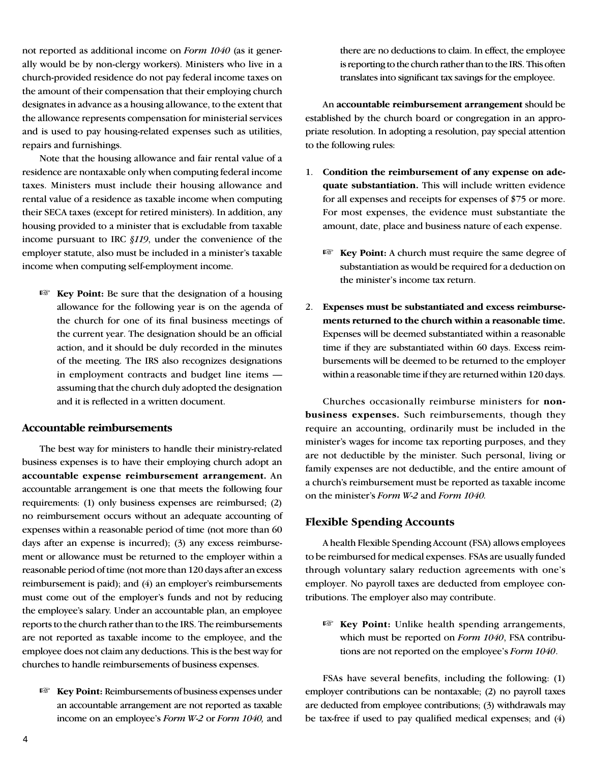not reported as additional income on *Form 1040* (as it generally would be by non-clergy workers). Ministers who live in a church-provided residence do not pay federal income taxes on the amount of their compensation that their employing church designates in advance as a housing allowance, to the extent that the allowance represents compensation for ministerial services and is used to pay housing-related expenses such as utilities, repairs and furnishings.

Note that the housing allowance and fair rental value of a residence are nontaxable only when computing federal income taxes. Ministers must include their housing allowance and rental value of a residence as taxable income when computing their SECA taxes (except for retired ministers). In addition, any housing provided to a minister that is excludable from taxable income pursuant to IRC *§119*, under the convenience of the employer statute, also must be included in a minister's taxable income when computing self-employment income.

> ☞ **Key Point:** Be sure that the designation of a housing allowance for the following year is on the agenda of the church for one of its final business meetings of the current year. The designation should be an official action, and it should be duly recorded in the minutes of the meeting. The IRS also recognizes designations in employment contracts and budget line items — assuming that the church duly adopted the designation and it is reflected in a written document.

## Accountable reimbursements

The best way for ministers to handle their ministry-related business expenses is to have their employing church adopt an **accountable expense reimbursement arrangement.** An accountable arrangement is one that meets the following four requirements: (1) only business expenses are reimbursed; (2) no reimbursement occurs without an adequate accounting of expenses within a reasonable period of time (not more than 60 days after an expense is incurred); (3) any excess reimbursement or allowance must be returned to the employer within a reasonable period of time (not more than 120 days after an excess reimbursement is paid); and (4) an employer's reimbursements must come out of the employer's funds and not by reducing the employee's salary. Under an accountable plan, an employee reports to the church rather than to the IRS. The reimbursements are not reported as taxable income to the employee, and the employee does not claim any deductions. This is the best way for churches to handle reimbursements of business expenses.

> ☞ **Key Point:** Reimbursements of business expenses under an accountable arrangement are not reported as taxable income on an employee's *Form W-2* or *Form 1040,* and there are no deductions to claim. In effect, the employee is reporting to the church rather than to the IRS. This often translates into significant tax savings for the employee.

An **accountable reimbursement arrangement** should be established by the church board or congregation in an appropriate resolution. In adopting a resolution, pay special attention to the following rules:

1. **Condition the reimbursement of any expense on adequate substantiation.** This will include written evidence for all expenses and receipts for expenses of $75 or more. For most expenses, the evidence must substantiate the amount, date, place and business nature of each expense.

   > ☞ **Key Point:** A church must require the same degree of substantiation as would be required for a deduction on the minister's income tax return.

2. **Expenses must be substantiated and excess reimbursements returned to the church within a reasonable time.** Expenses will be deemed substantiated within a reasonable time if they are substantiated within 60 days. Excess reimbursements will be deemed to be returned to the employer within a reasonable time if they are returned within 120 days.

Churches occasionally reimburse ministers for **nonbusiness expenses.** Such reimbursements, though they require an accounting, ordinarily must be included in the minister's wages for income tax reporting purposes, and they are not deductible by the minister. Such personal, living or family expenses are not deductible, and the entire amount of a church's reimbursement must be reported as taxable income on the minister's *Form W-2* and *Form 1040.*

## Flexible Spending Accounts

A health Flexible Spending Account (FSA) allows employees to be reimbursed for medical expenses. FSAs are usually funded through voluntary salary reduction agreements with one's employer. No payroll taxes are deducted from employee contributions. The employer also may contribute.

> ☞ **Key Point:** Unlike health spending arrangements, which must be reported on *Form 1040*, FSA contributions are not reported on the employee's *Form 1040*.

FSAs have several benefits, including the following: (1) employer contributions can be nontaxable; (2) no payroll taxes are deducted from employee contributions; (3) withdrawals may be tax-free if used to pay qualified medical expenses; and (4)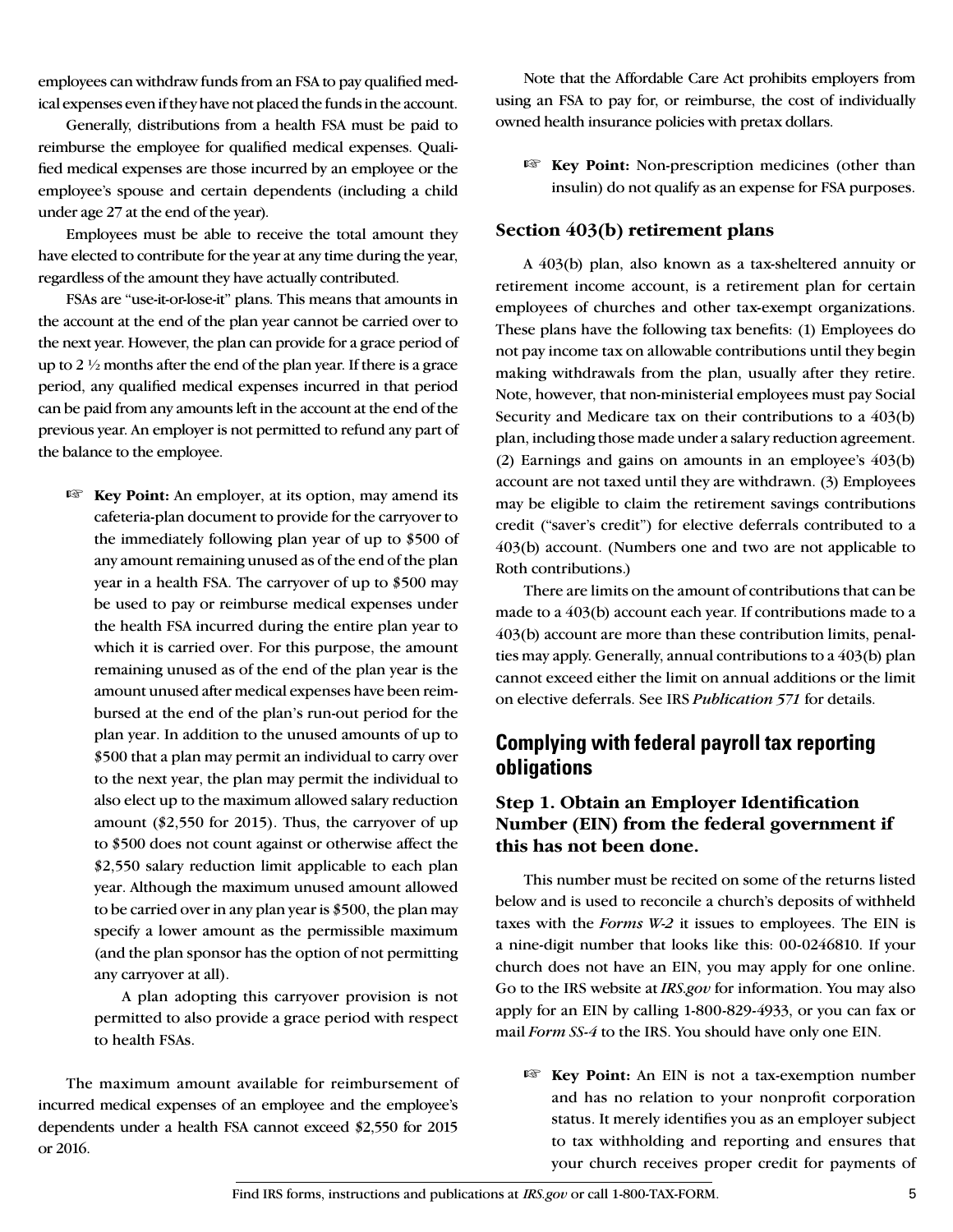employees can withdraw funds from an FSA to pay qualified medical expenses even if they have not placed the funds in the account.

Generally, distributions from a health FSA must be paid to reimburse the employee for qualified medical expenses. Qualified medical expenses are those incurred by an employee or the employee's spouse and certain dependents (including a child under age 27 at the end of the year).

Employees must be able to receive the total amount they have elected to contribute for the year at any time during the year, regardless of the amount they have actually contributed.

FSAs are "use-it-or-lose-it" plans. This means that amounts in the account at the end of the plan year cannot be carried over to the next year. However, the plan can provide for a grace period of up to 2 ½ months after the end of the plan year. If there is a grace period, any qualified medical expenses incurred in that period can be paid from any amounts left in the account at the end of the previous year. An employer is not permitted to refund any part of the balance to the employee.

> ☞ **Key Point:** An employer, at its option, may amend its cafeteria-plan document to provide for the carryover to the immediately following plan year of up to $500 of any amount remaining unused as of the end of the plan year in a health FSA. The carryover of up to $500 may be used to pay or reimburse medical expenses under the health FSA incurred during the entire plan year to which it is carried over. For this purpose, the amount remaining unused as of the end of the plan year is the amount unused after medical expenses have been reimbursed at the end of the plan's run-out period for the plan year. In addition to the unused amounts of up to $500 that a plan may permit an individual to carry over to the next year, the plan may permit the individual to also elect up to the maximum allowed salary reduction amount ($2,550 for 2015). Thus, the carryover of up to $500 does not count against or otherwise affect the $2,550 salary reduction limit applicable to each plan year. Although the maximum unused amount allowed to be carried over in any plan year is $500, the plan may specify a lower amount as the permissible maximum (and the plan sponsor has the option of not permitting any carryover at all).
>
> A plan adopting this carryover provision is not permitted to also provide a grace period with respect to health FSAs.

The maximum amount available for reimbursement of incurred medical expenses of an employee and the employee's dependents under a health FSA cannot exceed $2,550 for 2015 or 2016.

Note that the Affordable Care Act prohibits employers from using an FSA to pay for, or reimburse, the cost of individually owned health insurance policies with pretax dollars.

> ☞ **Key Point:** Non-prescription medicines (other than insulin) do not qualify as an expense for FSA purposes.

### Section 403(b) retirement plans

A 403(b) plan, also known as a tax-sheltered annuity or retirement income account, is a retirement plan for certain employees of churches and other tax-exempt organizations. These plans have the following tax benefits: (1) Employees do not pay income tax on allowable contributions until they begin making withdrawals from the plan, usually after they retire. Note, however, that non-ministerial employees must pay Social Security and Medicare tax on their contributions to a 403(b) plan, including those made under a salary reduction agreement. (2) Earnings and gains on amounts in an employee's 403(b) account are not taxed until they are withdrawn. (3) Employees may be eligible to claim the retirement savings contributions credit ("saver's credit") for elective deferrals contributed to a 403(b) account. (Numbers one and two are not applicable to Roth contributions.)

There are limits on the amount of contributions that can be made to a 403(b) account each year. If contributions made to a 403(b) account are more than these contribution limits, penalties may apply. Generally, annual contributions to a 403(b) plan cannot exceed either the limit on annual additions or the limit on elective deferrals. See IRS *Publication 571* for details.

## Complying with federal payroll tax reporting obligations

### Step 1. Obtain an Employer Identification Number (EIN) from the federal government if this has not been done.

This number must be recited on some of the returns listed below and is used to reconcile a church's deposits of withheld taxes with the *Forms W-2* it issues to employees. The EIN is a nine-digit number that looks like this: 00-0246810. If your church does not have an EIN, you may apply for one online. Go to the IRS website at *IRS.gov* for information. You may also apply for an EIN by calling 1-800-829-4933, or you can fax or mail *Form SS-4* to the IRS. You should have only one EIN.

> ☞ **Key Point:** An EIN is not a tax-exemption number and has no relation to your nonprofit corporation status. It merely identifies you as an employer subject to tax withholding and reporting and ensures that your church receives proper credit for payments of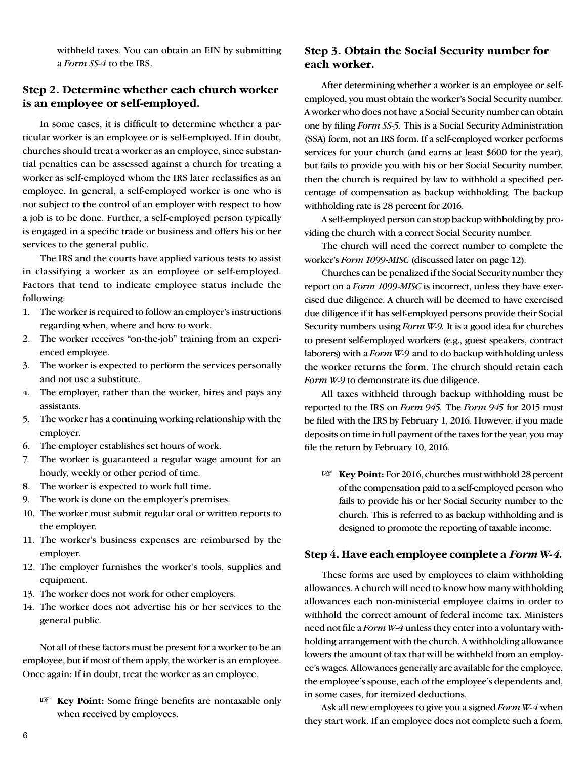withheld taxes. You can obtain an EIN by submitting a *Form SS-4* to the IRS.

### Step 2. Determine whether each church worker is an employee or self-employed.

In some cases, it is difficult to determine whether a particular worker is an employee or is self-employed. If in doubt, churches should treat a worker as an employee, since substantial penalties can be assessed against a church for treating a worker as self-employed whom the IRS later reclassifies as an employee. In general, a self-employed worker is one who is not subject to the control of an employer with respect to how a job is to be done. Further, a self-employed person typically is engaged in a specific trade or business and offers his or her services to the general public.

The IRS and the courts have applied various tests to assist in classifying a worker as an employee or self-employed. Factors that tend to indicate employee status include the following:

1. The worker is required to follow an employer's instructions regarding when, where and how to work.
2. The worker receives "on-the-job" training from an experienced employee.
3. The worker is expected to perform the services personally and not use a substitute.
4. The employer, rather than the worker, hires and pays any assistants.
5. The worker has a continuing working relationship with the employer.
6. The employer establishes set hours of work.
7. The worker is guaranteed a regular wage amount for an hourly, weekly or other period of time.
8. The worker is expected to work full time.
9. The work is done on the employer's premises.
10. The worker must submit regular oral or written reports to the employer.
11. The worker's business expenses are reimbursed by the employer.
12. The employer furnishes the worker's tools, supplies and equipment.
13. The worker does not work for other employers.
14. The worker does not advertise his or her services to the general public.

Not all of these factors must be present for a worker to be an employee, but if most of them apply, the worker is an employee. Once again: If in doubt, treat the worker as an employee.

> ☞ **Key Point:** Some fringe benefits are nontaxable only when received by employees.

### Step 3. Obtain the Social Security number for each worker.

After determining whether a worker is an employee or self-employed, you must obtain the worker's Social Security number. A worker who does not have a Social Security number can obtain one by filing *Form SS-5.* This is a Social Security Administration (SSA) form, not an IRS form. If a self-employed worker performs services for your church (and earns at least $600 for the year), but fails to provide you with his or her Social Security number, then the church is required by law to withhold a specified percentage of compensation as backup withholding. The backup withholding rate is 28 percent for 2016.

A self-employed person can stop backup withholding by providing the church with a correct Social Security number.

The church will need the correct number to complete the worker's *Form 1099-MISC* (discussed later on page 12).

Churches can be penalized if the Social Security number they report on a *Form 1099-MISC* is incorrect, unless they have exercised due diligence. A church will be deemed to have exercised due diligence if it has self-employed persons provide their Social Security numbers using *Form W-9.* It is a good idea for churches to present self-employed workers (e.g., guest speakers, contract laborers) with a *Form W-9* and to do backup withholding unless the worker returns the form. The church should retain each *Form W-9* to demonstrate its due diligence.

All taxes withheld through backup withholding must be reported to the IRS on *Form 945.* The *Form 945* for 2015 must be filed with the IRS by February 1, 2016. However, if you made deposits on time in full payment of the taxes for the year, you may file the return by February 10, 2016.

> ☞ **Key Point:** For 2016, churches must withhold 28 percent of the compensation paid to a self-employed person who fails to provide his or her Social Security number to the church. This is referred to as backup withholding and is designed to promote the reporting of taxable income.

### Step 4. Have each employee complete a *Form W-4.*

These forms are used by employees to claim withholding allowances. A church will need to know how many withholding allowances each non-ministerial employee claims in order to withhold the correct amount of federal income tax. Ministers need not file a *Form W-4* unless they enter into a voluntary withholding arrangement with the church. A withholding allowance lowers the amount of tax that will be withheld from an employee's wages. Allowances generally are available for the employee, the employee's spouse, each of the employee's dependents and, in some cases, for itemized deductions.

Ask all new employees to give you a signed *Form W-4* when they start work. If an employee does not complete such a form,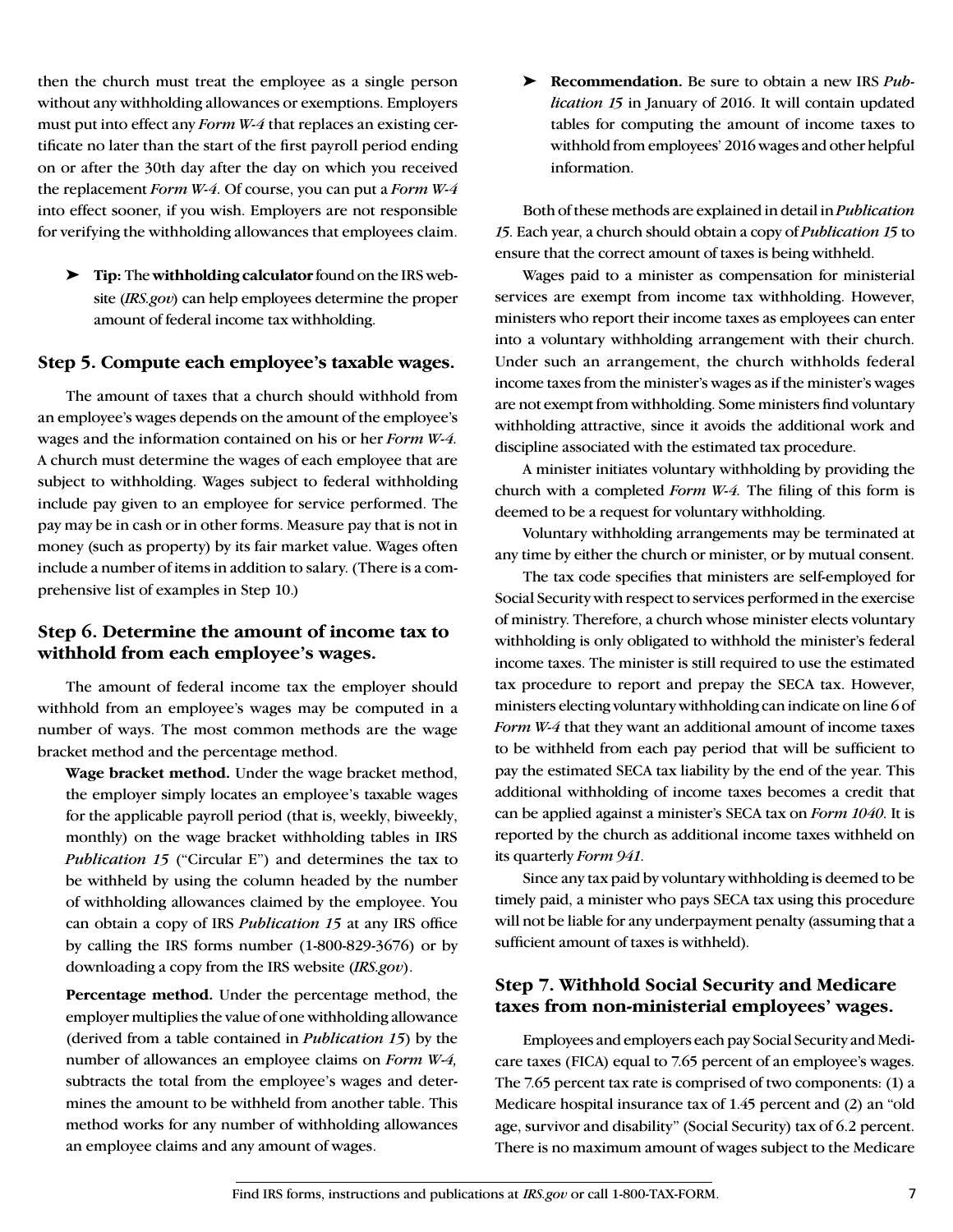then the church must treat the employee as a single person without any withholding allowances or exemptions. Employers must put into effect any *Form W-4* that replaces an existing certificate no later than the start of the first payroll period ending on or after the 30th day after the day on which you received the replacement *Form W-4*. Of course, you can put a *Form W-4* into effect sooner, if you wish. Employers are not responsible for verifying the withholding allowances that employees claim.

> ➤ **Tip:** The **withholding calculator** found on the IRS website (*IRS.gov*) can help employees determine the proper amount of federal income tax withholding.

### Step 5. Compute each employee's taxable wages.

The amount of taxes that a church should withhold from an employee's wages depends on the amount of the employee's wages and the information contained on his or her *Form W-4.* A church must determine the wages of each employee that are subject to withholding. Wages subject to federal withholding include pay given to an employee for service performed. The pay may be in cash or in other forms. Measure pay that is not in money (such as property) by its fair market value. Wages often include a number of items in addition to salary. (There is a comprehensive list of examples in Step 10.)

### Step 6. Determine the amount of income tax to withhold from each employee's wages.

The amount of federal income tax the employer should withhold from an employee's wages may be computed in a number of ways. The most common methods are the wage bracket method and the percentage method.

**Wage bracket method.** Under the wage bracket method, the employer simply locates an employee's taxable wages for the applicable payroll period (that is, weekly, biweekly, monthly) on the wage bracket withholding tables in IRS *Publication 15* ("Circular E") and determines the tax to be withheld by using the column headed by the number of withholding allowances claimed by the employee. You can obtain a copy of IRS *Publication 15* at any IRS office by calling the IRS forms number (1-800-829-3676) or by downloading a copy from the IRS website (*IRS.gov*).

**Percentage method.** Under the percentage method, the employer multiplies the value of one withholding allowance (derived from a table contained in *Publication 15*) by the number of allowances an employee claims on *Form W-4,* subtracts the total from the employee's wages and determines the amount to be withheld from another table. This method works for any number of withholding allowances an employee claims and any amount of wages.

> ➤ **Recommendation.** Be sure to obtain a new IRS *Publication 15* in January of 2016. It will contain updated tables for computing the amount of income taxes to withhold from employees' 2016 wages and other helpful information.

Both of these methods are explained in detail in *Publication 15*. Each year, a church should obtain a copy of *Publication 15* to ensure that the correct amount of taxes is being withheld.

Wages paid to a minister as compensation for ministerial services are exempt from income tax withholding. However, ministers who report their income taxes as employees can enter into a voluntary withholding arrangement with their church. Under such an arrangement, the church withholds federal income taxes from the minister's wages as if the minister's wages are not exempt from withholding. Some ministers find voluntary withholding attractive, since it avoids the additional work and discipline associated with the estimated tax procedure.

A minister initiates voluntary withholding by providing the church with a completed *Form W-4.* The filing of this form is deemed to be a request for voluntary withholding.

Voluntary withholding arrangements may be terminated at any time by either the church or minister, or by mutual consent.

The tax code specifies that ministers are self-employed for Social Security with respect to services performed in the exercise of ministry. Therefore, a church whose minister elects voluntary withholding is only obligated to withhold the minister's federal income taxes. The minister is still required to use the estimated tax procedure to report and prepay the SECA tax. However, ministers electing voluntary withholding can indicate on line 6 of *Form W-4* that they want an additional amount of income taxes to be withheld from each pay period that will be sufficient to pay the estimated SECA tax liability by the end of the year. This additional withholding of income taxes becomes a credit that can be applied against a minister's SECA tax on *Form 1040*. It is reported by the church as additional income taxes withheld on its quarterly *Form 941*.

Since any tax paid by voluntary withholding is deemed to be timely paid, a minister who pays SECA tax using this procedure will not be liable for any underpayment penalty (assuming that a sufficient amount of taxes is withheld).

### Step 7. Withhold Social Security and Medicare taxes from non-ministerial employees' wages.

Employees and employers each pay Social Security and Medicare taxes (FICA) equal to 7.65 percent of an employee's wages. The 7.65 percent tax rate is comprised of two components: (1) a Medicare hospital insurance tax of 1.45 percent and (2) an "old age, survivor and disability" (Social Security) tax of 6.2 percent. There is no maximum amount of wages subject to the Medicare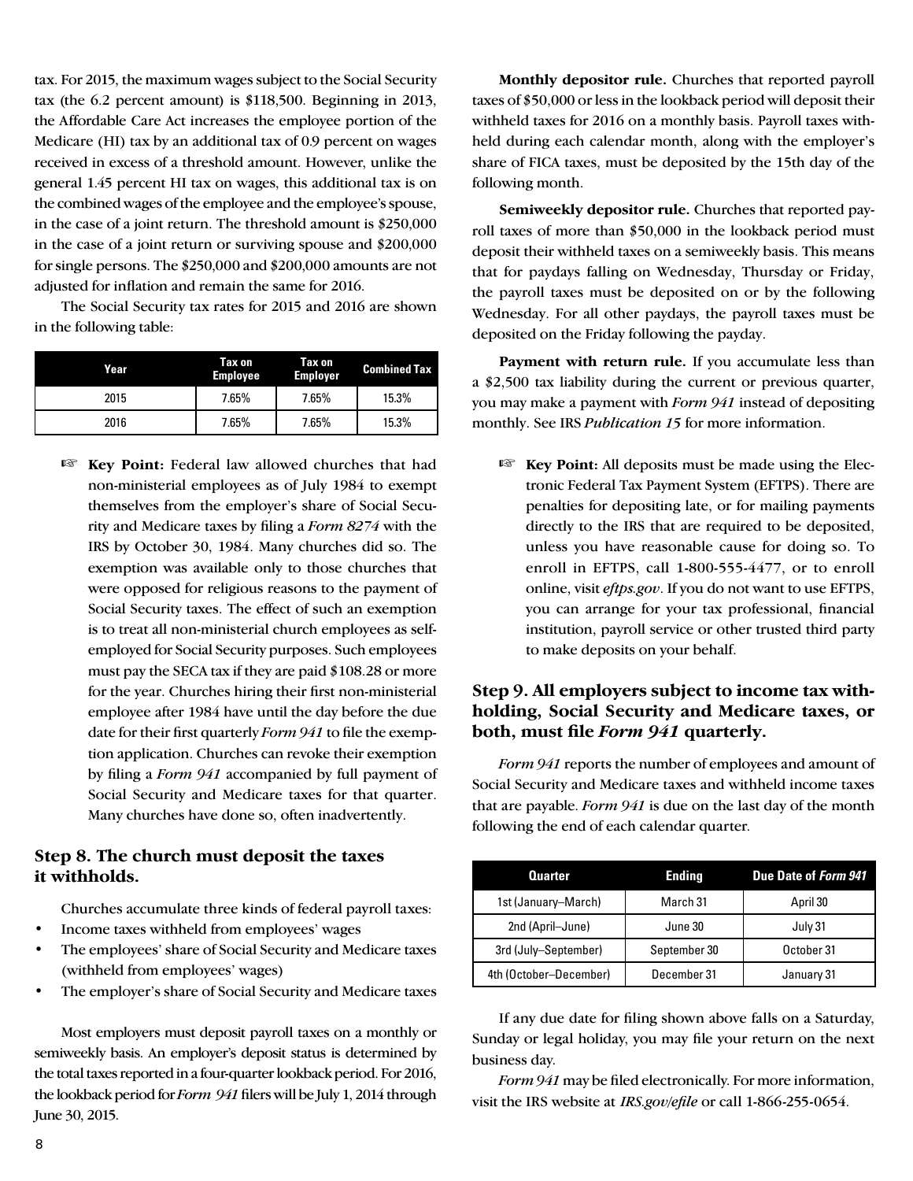tax. For 2015, the maximum wages subject to the Social Security tax (the 6.2 percent amount) is $118,500. Beginning in 2013, the Affordable Care Act increases the employee portion of the Medicare (HI) tax by an additional tax of 0.9 percent on wages received in excess of a threshold amount. However, unlike the general 1.45 percent HI tax on wages, this additional tax is on the combined wages of the employee and the employee's spouse, in the case of a joint return. The threshold amount is $250,000 in the case of a joint return or surviving spouse and $200,000 for single persons. The $250,000 and $200,000 amounts are not adjusted for inflation and remain the same for 2016.

The Social Security tax rates for 2015 and 2016 are shown in the following table:

| Year | Tax on Employee | Tax on Employer | Combined Tax |
|---|---|---|---|
| 2015 | 7.65% | 7.65% | 15.3% |
| 2016 | 7.65% | 7.65% | 15.3% |

☞ **Key Point:** Federal law allowed churches that had non-ministerial employees as of July 1984 to exempt themselves from the employer's share of Social Security and Medicare taxes by filing a *Form 8274* with the IRS by October 30, 1984. Many churches did so. The exemption was available only to those churches that were opposed for religious reasons to the payment of Social Security taxes. The effect of such an exemption is to treat all non-ministerial church employees as self-employed for Social Security purposes. Such employees must pay the SECA tax if they are paid $108.28 or more for the year. Churches hiring their first non-ministerial employee after 1984 have until the day before the due date for their first quarterly *Form 941* to file the exemption application. Churches can revoke their exemption by filing a *Form 941* accompanied by full payment of Social Security and Medicare taxes for that quarter. Many churches have done so, often inadvertently.

## Step 8. The church must deposit the taxes it withholds.

Churches accumulate three kinds of federal payroll taxes:

- Income taxes withheld from employees' wages
- The employees' share of Social Security and Medicare taxes (withheld from employees' wages)
- The employer's share of Social Security and Medicare taxes

Most employers must deposit payroll taxes on a monthly or semiweekly basis. An employer's deposit status is determined by the total taxes reported in a four-quarter lookback period. For 2016, the lookback period for *Form 941* filers will be July 1, 2014 through June 30, 2015.

**Monthly depositor rule.** Churches that reported payroll taxes of $50,000 or less in the lookback period will deposit their withheld taxes for 2016 on a monthly basis. Payroll taxes withheld during each calendar month, along with the employer's share of FICA taxes, must be deposited by the 15th day of the following month.

**Semiweekly depositor rule.** Churches that reported payroll taxes of more than $50,000 in the lookback period must deposit their withheld taxes on a semiweekly basis. This means that for paydays falling on Wednesday, Thursday or Friday, the payroll taxes must be deposited on or by the following Wednesday. For all other paydays, the payroll taxes must be deposited on the Friday following the payday.

**Payment with return rule.** If you accumulate less than a $2,500 tax liability during the current or previous quarter, you may make a payment with *Form 941* instead of depositing monthly. See IRS *Publication 15* for more information.

☞ **Key Point:** All deposits must be made using the Electronic Federal Tax Payment System (EFTPS). There are penalties for depositing late, or for mailing payments directly to the IRS that are required to be deposited, unless you have reasonable cause for doing so. To enroll in EFTPS, call 1-800-555-4477, or to enroll online, visit *eftps.gov*. If you do not want to use EFTPS, you can arrange for your tax professional, financial institution, payroll service or other trusted third party to make deposits on your behalf.

## Step 9. All employers subject to income tax withholding, Social Security and Medicare taxes, or both, must file *Form 941* quarterly.

*Form 941* reports the number of employees and amount of Social Security and Medicare taxes and withheld income taxes that are payable. *Form 941* is due on the last day of the month following the end of each calendar quarter.

| Quarter | Ending | Due Date of *Form 941* |
|---|---|---|
| 1st (January–March) | March 31 | April 30 |
| 2nd (April–June) | June 30 | July 31 |
| 3rd (July–September) | September 30 | October 31 |
| 4th (October–December) | December 31 | January 31 |

If any due date for filing shown above falls on a Saturday, Sunday or legal holiday, you may file your return on the next business day.

*Form 941* may be filed electronically. For more information, visit the IRS website at *IRS.gov/efile* or call 1-866-255-0654.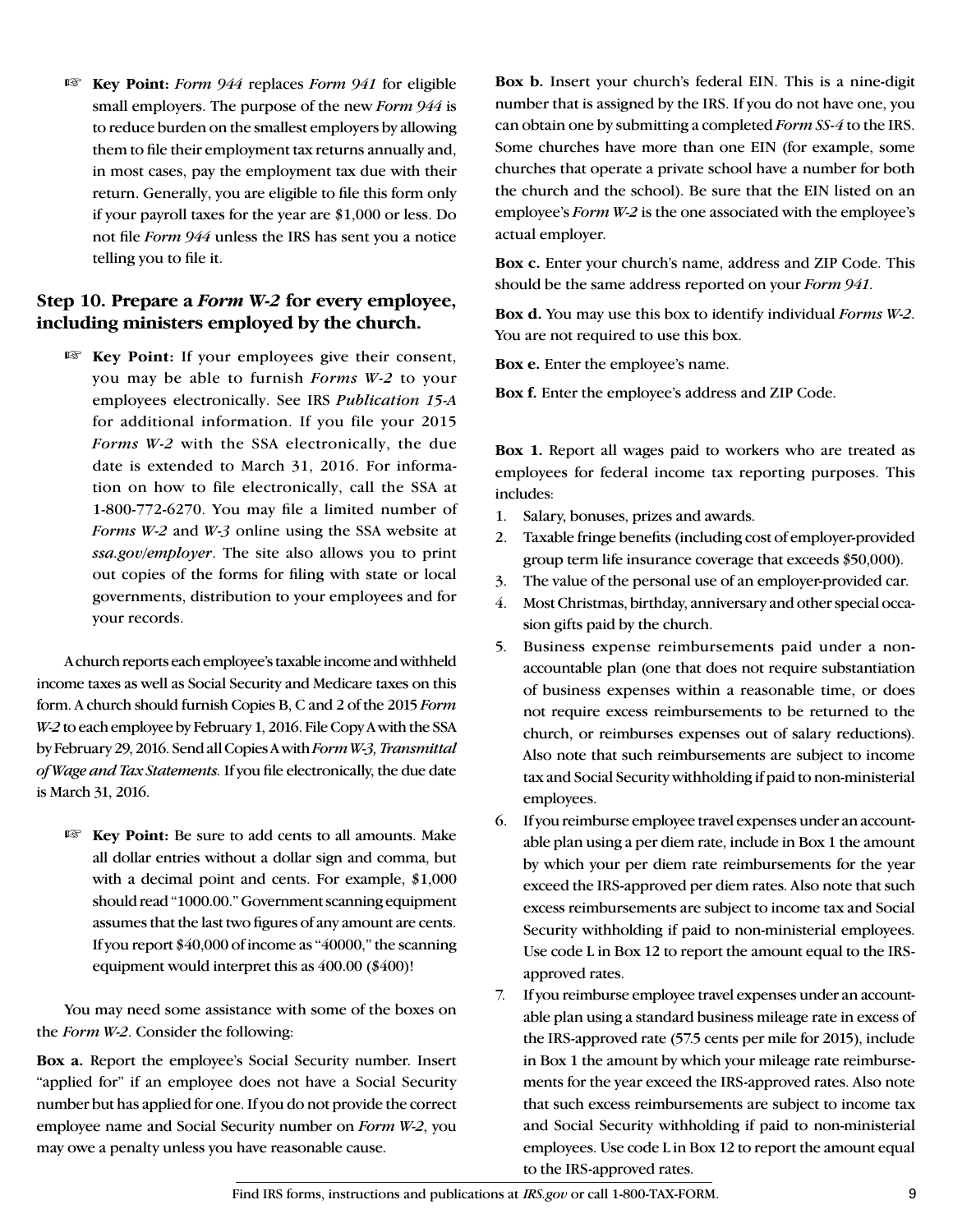☞ **Key Point:** *Form 944* replaces *Form 941* for eligible small employers. The purpose of the new *Form 944* is to reduce burden on the smallest employers by allowing them to file their employment tax returns annually and, in most cases, pay the employment tax due with their return. Generally, you are eligible to file this form only if your payroll taxes for the year are $1,000 or less. Do not file *Form 944* unless the IRS has sent you a notice telling you to file it.

### Step 10. Prepare a *Form W-2* for every employee, including ministers employed by the church.

☞ **Key Point:** If your employees give their consent, you may be able to furnish *Forms W-2* to your employees electronically. See IRS *Publication 15-A* for additional information. If you file your 2015 *Forms W-2* with the SSA electronically, the due date is extended to March 31, 2016. For information on how to file electronically, call the SSA at 1-800-772-6270. You may file a limited number of *Forms W-2* and *W-3* online using the SSA website at *ssa.gov/employer*. The site also allows you to print out copies of the forms for filing with state or local governments, distribution to your employees and for your records.

A church reports each employee's taxable income and withheld income taxes as well as Social Security and Medicare taxes on this form. A church should furnish Copies B, C and 2 of the 2015 *Form W-2* to each employee by February 1, 2016. File Copy A with the SSA by February 29, 2016. Send all Copies A with *Form W-3, Transmittal of Wage and Tax Statements.* If you file electronically, the due date is March 31, 2016.

☞ **Key Point:** Be sure to add cents to all amounts. Make all dollar entries without a dollar sign and comma, but with a decimal point and cents. For example, $1,000 should read "1000.00." Government scanning equipment assumes that the last two figures of any amount are cents. If you report $40,000 of income as "40000," the scanning equipment would interpret this as 400.00 ($400)!

You may need some assistance with some of the boxes on the *Form W-2*. Consider the following:

**Box a.** Report the employee's Social Security number. Insert "applied for" if an employee does not have a Social Security number but has applied for one. If you do not provide the correct employee name and Social Security number on *Form W-2*, you may owe a penalty unless you have reasonable cause.

**Box b.** Insert your church's federal EIN. This is a nine-digit number that is assigned by the IRS. If you do not have one, you can obtain one by submitting a completed *Form SS-4* to the IRS. Some churches have more than one EIN (for example, some churches that operate a private school have a number for both the church and the school). Be sure that the EIN listed on an employee's *Form W-2* is the one associated with the employee's actual employer.

**Box c.** Enter your church's name, address and ZIP Code. This should be the same address reported on your *Form 941*.

**Box d.** You may use this box to identify individual *Forms W-2*. You are not required to use this box.

**Box e.** Enter the employee's name.

**Box f.** Enter the employee's address and ZIP Code.

**Box 1.** Report all wages paid to workers who are treated as employees for federal income tax reporting purposes. This includes:

1. Salary, bonuses, prizes and awards.
2. Taxable fringe benefits (including cost of employer-provided group term life insurance coverage that exceeds $50,000).
3. The value of the personal use of an employer-provided car.
4. Most Christmas, birthday, anniversary and other special occasion gifts paid by the church.
5. Business expense reimbursements paid under a nonaccountable plan (one that does not require substantiation of business expenses within a reasonable time, or does not require excess reimbursements to be returned to the church, or reimburses expenses out of salary reductions). Also note that such reimbursements are subject to income tax and Social Security withholding if paid to non-ministerial employees.
6. If you reimburse employee travel expenses under an accountable plan using a per diem rate, include in Box 1 the amount by which your per diem rate reimbursements for the year exceed the IRS-approved per diem rates. Also note that such excess reimbursements are subject to income tax and Social Security withholding if paid to non-ministerial employees. Use code L in Box 12 to report the amount equal to the IRS-approved rates.
7. If you reimburse employee travel expenses under an accountable plan using a standard business mileage rate in excess of the IRS-approved rate (57.5 cents per mile for 2015), include in Box 1 the amount by which your mileage rate reimbursements for the year exceed the IRS-approved rates. Also note that such excess reimbursements are subject to income tax and Social Security withholding if paid to non-ministerial employees. Use code L in Box 12 to report the amount equal to the IRS-approved rates.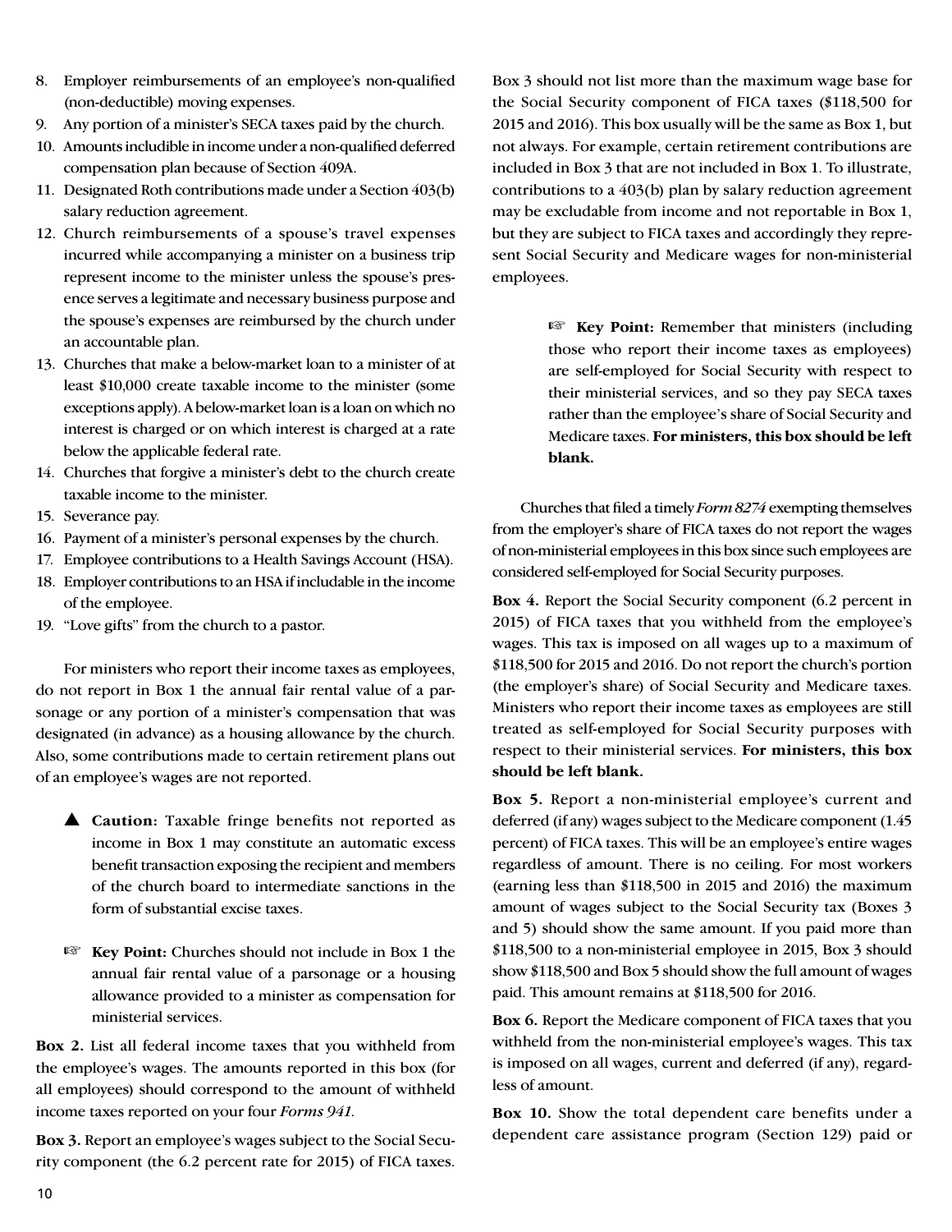8. Employer reimbursements of an employee's non-qualified (non-deductible) moving expenses.
9. Any portion of a minister's SECA taxes paid by the church.
10. Amounts includible in income under a non-qualified deferred compensation plan because of Section 409A.
11. Designated Roth contributions made under a Section 403(b) salary reduction agreement.
12. Church reimbursements of a spouse's travel expenses incurred while accompanying a minister on a business trip represent income to the minister unless the spouse's presence serves a legitimate and necessary business purpose and the spouse's expenses are reimbursed by the church under an accountable plan.
13. Churches that make a below-market loan to a minister of at least $10,000 create taxable income to the minister (some exceptions apply). A below-market loan is a loan on which no interest is charged or on which interest is charged at a rate below the applicable federal rate.
14. Churches that forgive a minister's debt to the church create taxable income to the minister.
15. Severance pay.
16. Payment of a minister's personal expenses by the church.
17. Employee contributions to a Health Savings Account (HSA).
18. Employer contributions to an HSA if includable in the income of the employee.
19. "Love gifts" from the church to a pastor.

For ministers who report their income taxes as employees, do not report in Box 1 the annual fair rental value of a parsonage or any portion of a minister's compensation that was designated (in advance) as a housing allowance by the church. Also, some contributions made to certain retirement plans out of an employee's wages are not reported.

> ▲ **Caution:** Taxable fringe benefits not reported as income in Box 1 may constitute an automatic excess benefit transaction exposing the recipient and members of the church board to intermediate sanctions in the form of substantial excise taxes.

> ☞ **Key Point:** Churches should not include in Box 1 the annual fair rental value of a parsonage or a housing allowance provided to a minister as compensation for ministerial services.

**Box 2.** List all federal income taxes that you withheld from the employee's wages. The amounts reported in this box (for all employees) should correspond to the amount of withheld income taxes reported on your four *Forms 941*.

**Box 3.** Report an employee's wages subject to the Social Security component (the 6.2 percent rate for 2015) of FICA taxes. Box 3 should not list more than the maximum wage base for the Social Security component of FICA taxes ($118,500 for 2015 and 2016). This box usually will be the same as Box 1, but not always. For example, certain retirement contributions are included in Box 3 that are not included in Box 1. To illustrate, contributions to a 403(b) plan by salary reduction agreement may be excludable from income and not reportable in Box 1, but they are subject to FICA taxes and accordingly they represent Social Security and Medicare wages for non-ministerial employees.

> ☞ **Key Point:** Remember that ministers (including those who report their income taxes as employees) are self-employed for Social Security with respect to their ministerial services, and so they pay SECA taxes rather than the employee's share of Social Security and Medicare taxes. **For ministers, this box should be left blank.**

Churches that filed a timely *Form 8274* exempting themselves from the employer's share of FICA taxes do not report the wages of non-ministerial employees in this box since such employees are considered self-employed for Social Security purposes.

**Box 4.** Report the Social Security component (6.2 percent in 2015) of FICA taxes that you withheld from the employee's wages. This tax is imposed on all wages up to a maximum of $118,500 for 2015 and 2016. Do not report the church's portion (the employer's share) of Social Security and Medicare taxes. Ministers who report their income taxes as employees are still treated as self-employed for Social Security purposes with respect to their ministerial services. **For ministers, this box should be left blank.**

**Box 5.** Report a non-ministerial employee's current and deferred (if any) wages subject to the Medicare component (1.45 percent) of FICA taxes. This will be an employee's entire wages regardless of amount. There is no ceiling. For most workers (earning less than $118,500 in 2015 and 2016) the maximum amount of wages subject to the Social Security tax (Boxes 3 and 5) should show the same amount. If you paid more than $118,500 to a non-ministerial employee in 2015, Box 3 should show $118,500 and Box 5 should show the full amount of wages paid. This amount remains at $118,500 for 2016.

**Box 6.** Report the Medicare component of FICA taxes that you withheld from the non-ministerial employee's wages. This tax is imposed on all wages, current and deferred (if any), regardless of amount.

**Box 10.** Show the total dependent care benefits under a dependent care assistance program (Section 129) paid or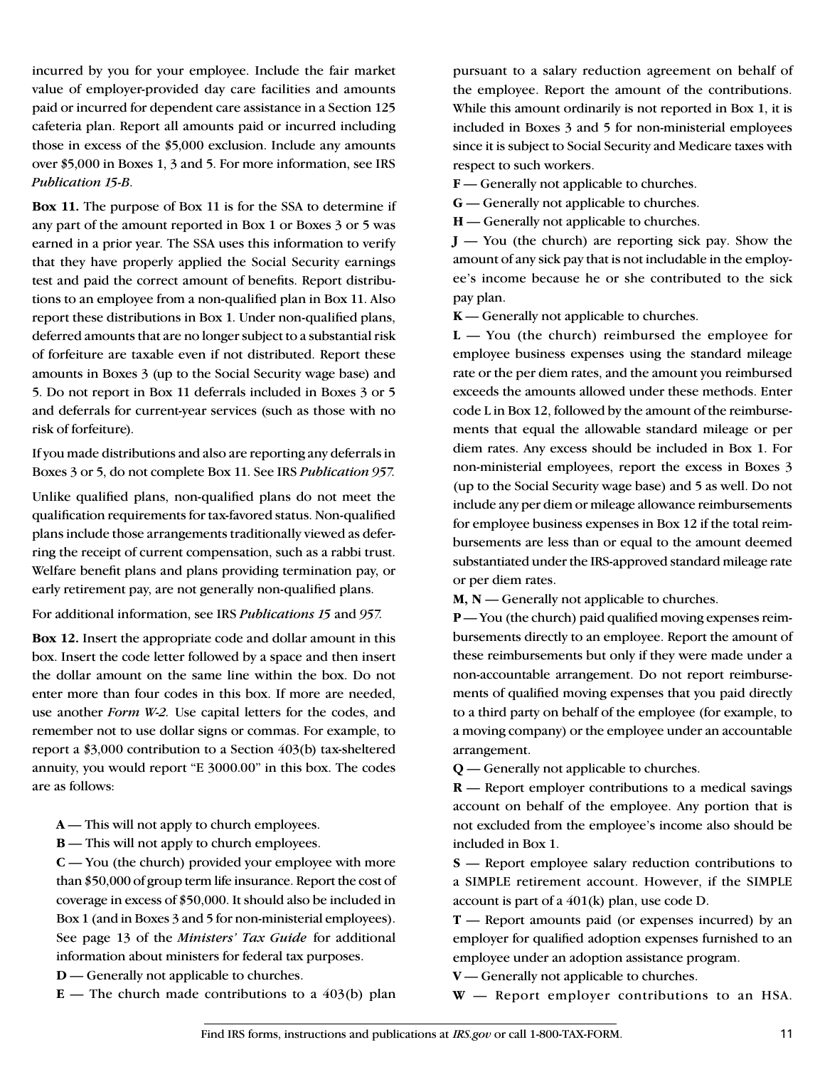incurred by you for your employee. Include the fair market value of employer-provided day care facilities and amounts paid or incurred for dependent care assistance in a Section 125 cafeteria plan. Report all amounts paid or incurred including those in excess of the $5,000 exclusion. Include any amounts over $5,000 in Boxes 1, 3 and 5. For more information, see IRS *Publication 15-B*.

**Box 11.** The purpose of Box 11 is for the SSA to determine if any part of the amount reported in Box 1 or Boxes 3 or 5 was earned in a prior year. The SSA uses this information to verify that they have properly applied the Social Security earnings test and paid the correct amount of benefits. Report distributions to an employee from a non-qualified plan in Box 11. Also report these distributions in Box 1. Under non-qualified plans, deferred amounts that are no longer subject to a substantial risk of forfeiture are taxable even if not distributed. Report these amounts in Boxes 3 (up to the Social Security wage base) and 5. Do not report in Box 11 deferrals included in Boxes 3 or 5 and deferrals for current-year services (such as those with no risk of forfeiture).

If you made distributions and also are reporting any deferrals in Boxes 3 or 5, do not complete Box 11. See IRS *Publication 957*.

Unlike qualified plans, non-qualified plans do not meet the qualification requirements for tax-favored status. Non-qualified plans include those arrangements traditionally viewed as deferring the receipt of current compensation, such as a rabbi trust. Welfare benefit plans and plans providing termination pay, or early retirement pay, are not generally non-qualified plans.

For additional information, see IRS *Publications 15* and *957*.

**Box 12.** Insert the appropriate code and dollar amount in this box. Insert the code letter followed by a space and then insert the dollar amount on the same line within the box. Do not enter more than four codes in this box. If more are needed, use another *Form W-2*. Use capital letters for the codes, and remember not to use dollar signs or commas. For example, to report a $3,000 contribution to a Section 403(b) tax-sheltered annuity, you would report "E 3000.00" in this box. The codes are as follows:

**A** — This will not apply to church employees.

**B** — This will not apply to church employees.

**C** — You (the church) provided your employee with more than $50,000 of group term life insurance. Report the cost of coverage in excess of $50,000. It should also be included in Box 1 (and in Boxes 3 and 5 for non-ministerial employees). See page 13 of the *Ministers' Tax Guide* for additional information about ministers for federal tax purposes.

**D** — Generally not applicable to churches.

**E** — The church made contributions to a 403(b) plan pursuant to a salary reduction agreement on behalf of the employee. Report the amount of the contributions. While this amount ordinarily is not reported in Box 1, it is included in Boxes 3 and 5 for non-ministerial employees since it is subject to Social Security and Medicare taxes with respect to such workers.

**F** — Generally not applicable to churches.

**G** — Generally not applicable to churches.

**H** — Generally not applicable to churches.

**J** — You (the church) are reporting sick pay. Show the amount of any sick pay that is not includable in the employee's income because he or she contributed to the sick pay plan.

**K** — Generally not applicable to churches.

**L** — You (the church) reimbursed the employee for employee business expenses using the standard mileage rate or the per diem rates, and the amount you reimbursed exceeds the amounts allowed under these methods. Enter code L in Box 12, followed by the amount of the reimbursements that equal the allowable standard mileage or per diem rates. Any excess should be included in Box 1. For non-ministerial employees, report the excess in Boxes 3 (up to the Social Security wage base) and 5 as well. Do not include any per diem or mileage allowance reimbursements for employee business expenses in Box 12 if the total reimbursements are less than or equal to the amount deemed substantiated under the IRS-approved standard mileage rate or per diem rates.

**M, N** — Generally not applicable to churches.

**P** — You (the church) paid qualified moving expenses reimbursements directly to an employee. Report the amount of these reimbursements but only if they were made under a non-accountable arrangement. Do not report reimbursements of qualified moving expenses that you paid directly to a third party on behalf of the employee (for example, to a moving company) or the employee under an accountable arrangement.

**Q** — Generally not applicable to churches.

**R** — Report employer contributions to a medical savings account on behalf of the employee. Any portion that is not excluded from the employee's income also should be included in Box 1.

**S** — Report employee salary reduction contributions to a SIMPLE retirement account. However, if the SIMPLE account is part of a 401(k) plan, use code D.

**T** — Report amounts paid (or expenses incurred) by an employer for qualified adoption expenses furnished to an employee under an adoption assistance program.

**V** — Generally not applicable to churches.

**W** — Report employer contributions to an HSA.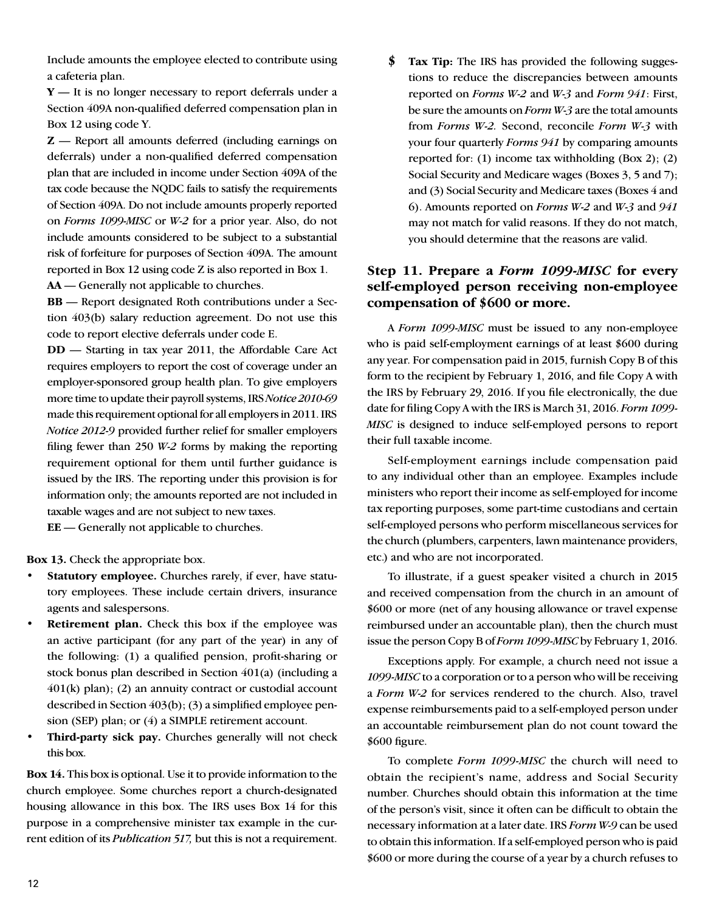Include amounts the employee elected to contribute using a cafeteria plan.

**Y** — It is no longer necessary to report deferrals under a Section 409A non-qualified deferred compensation plan in Box 12 using code Y.

**Z** — Report all amounts deferred (including earnings on deferrals) under a non-qualified deferred compensation plan that are included in income under Section 409A of the tax code because the NQDC fails to satisfy the requirements of Section 409A. Do not include amounts properly reported on *Forms 1099-MISC* or *W-2* for a prior year. Also, do not include amounts considered to be subject to a substantial risk of forfeiture for purposes of Section 409A. The amount reported in Box 12 using code Z is also reported in Box 1.

**AA** — Generally not applicable to churches.

**BB** — Report designated Roth contributions under a Section 403(b) salary reduction agreement. Do not use this code to report elective deferrals under code E.

**DD** — Starting in tax year 2011, the Affordable Care Act requires employers to report the cost of coverage under an employer-sponsored group health plan. To give employers more time to update their payroll systems, IRS *Notice 2010-69* made this requirement optional for all employers in 2011. IRS *Notice 2012-9* provided further relief for smaller employers filing fewer than 250 *W-2* forms by making the reporting requirement optional for them until further guidance is issued by the IRS. The reporting under this provision is for information only; the amounts reported are not included in taxable wages and are not subject to new taxes.

**EE** — Generally not applicable to churches.

**Box 13.** Check the appropriate box.

- **Statutory employee.** Churches rarely, if ever, have statutory employees. These include certain drivers, insurance agents and salespersons.
- **Retirement plan.** Check this box if the employee was an active participant (for any part of the year) in any of the following: (1) a qualified pension, profit-sharing or stock bonus plan described in Section 401(a) (including a 401(k) plan); (2) an annuity contract or custodial account described in Section 403(b); (3) a simplified employee pension (SEP) plan; or (4) a SIMPLE retirement account.
- **Third-party sick pay.** Churches generally will not check this box.

**Box 14.** This box is optional. Use it to provide information to the church employee. Some churches report a church-designated housing allowance in this box. The IRS uses Box 14 for this purpose in a comprehensive minister tax example in the current edition of its *Publication 517,* but this is not a requirement.

**$ Tax Tip:** The IRS has provided the following suggestions to reduce the discrepancies between amounts reported on *Forms W-2* and *W-3* and *Form 941*: First, be sure the amounts on *Form W-3* are the total amounts from *Forms W-2.* Second, reconcile *Form W-3* with your four quarterly *Forms 941* by comparing amounts reported for: (1) income tax withholding (Box 2); (2) Social Security and Medicare wages (Boxes 3, 5 and 7); and (3) Social Security and Medicare taxes (Boxes 4 and 6). Amounts reported on *Forms W-2* and *W-3* and *941* may not match for valid reasons. If they do not match, you should determine that the reasons are valid.

## Step 11. Prepare a *Form 1099-MISC* for every self-employed person receiving non-employee compensation of $600 or more.

A *Form 1099-MISC* must be issued to any non-employee who is paid self-employment earnings of at least $600 during any year. For compensation paid in 2015, furnish Copy B of this form to the recipient by February 1, 2016, and file Copy A with the IRS by February 29, 2016. If you file electronically, the due date for filing Copy A with the IRS is March 31, 2016. *Form 1099-MISC* is designed to induce self-employed persons to report their full taxable income.

Self-employment earnings include compensation paid to any individual other than an employee. Examples include ministers who report their income as self-employed for income tax reporting purposes, some part-time custodians and certain self-employed persons who perform miscellaneous services for the church (plumbers, carpenters, lawn maintenance providers, etc.) and who are not incorporated.

To illustrate, if a guest speaker visited a church in 2015 and received compensation from the church in an amount of $600 or more (net of any housing allowance or travel expense reimbursed under an accountable plan), then the church must issue the person Copy B of *Form 1099-MISC* by February 1, 2016.

Exceptions apply. For example, a church need not issue a *1099-MISC* to a corporation or to a person who will be receiving a *Form W-2* for services rendered to the church. Also, travel expense reimbursements paid to a self-employed person under an accountable reimbursement plan do not count toward the $600 figure.

To complete *Form 1099-MISC* the church will need to obtain the recipient's name, address and Social Security number. Churches should obtain this information at the time of the person's visit, since it often can be difficult to obtain the necessary information at a later date. IRS *Form W-9* can be used to obtain this information. If a self-employed person who is paid $600 or more during the course of a year by a church refuses to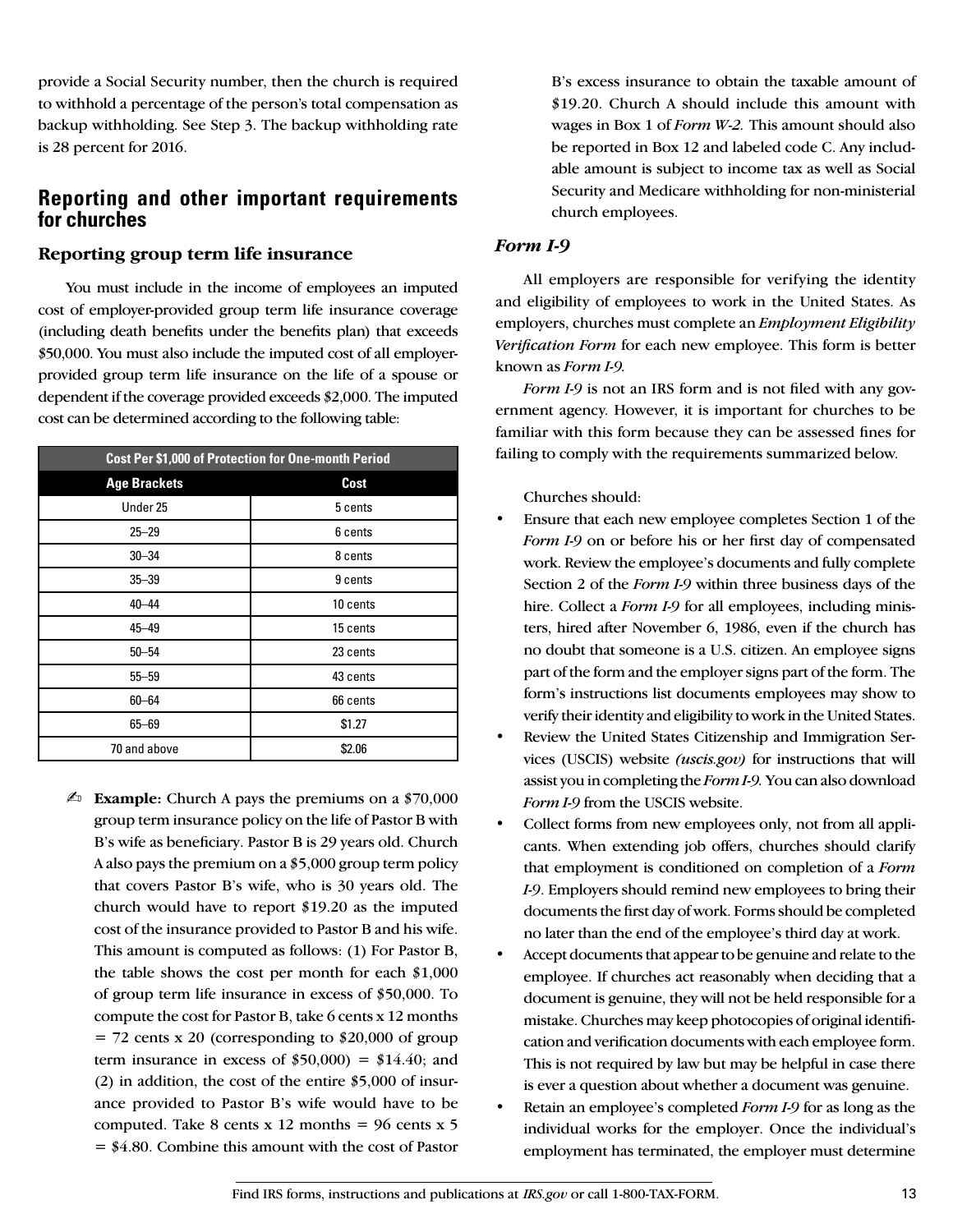provide a Social Security number, then the church is required to withhold a percentage of the person's total compensation as backup withholding. See Step 3. The backup withholding rate is 28 percent for 2016.

## Reporting and other important requirements for churches

### Reporting group term life insurance

You must include in the income of employees an imputed cost of employer-provided group term life insurance coverage (including death benefits under the benefits plan) that exceeds $50,000. You must also include the imputed cost of all employer-provided group term life insurance on the life of a spouse or dependent if the coverage provided exceeds $2,000. The imputed cost can be determined according to the following table:

| Cost Per $1,000 of Protection for One-month Period | |
|---|---|
| **Age Brackets** | **Cost** |
| Under 25 | 5 cents |
| 25–29 | 6 cents |
| 30–34 | 8 cents |
| 35–39 | 9 cents |
| 40–44 | 10 cents |
| 45–49 | 15 cents |
| 50–54 | 23 cents |
| 55–59 | 43 cents |
| 60–64 | 66 cents |
| 65–69 | $1.27 |
| 70 and above | $2.06 |

✍ **Example:** Church A pays the premiums on a $70,000 group term insurance policy on the life of Pastor B with B's wife as beneficiary. Pastor B is 29 years old. Church A also pays the premium on a $5,000 group term policy that covers Pastor B's wife, who is 30 years old. The church would have to report $19.20 as the imputed cost of the insurance provided to Pastor B and his wife. This amount is computed as follows: (1) For Pastor B, the table shows the cost per month for each $1,000 of group term life insurance in excess of $50,000. To compute the cost for Pastor B, take 6 cents x 12 months = 72 cents x 20 (corresponding to $20,000 of group term insurance in excess of $50,000) = $14.40; and (2) in addition, the cost of the entire $5,000 of insurance provided to Pastor B's wife would have to be computed. Take 8 cents x 12 months = 96 cents x 5 = $4.80. Combine this amount with the cost of Pastor B's excess insurance to obtain the taxable amount of $19.20. Church A should include this amount with wages in Box 1 of *Form W-2.* This amount should also be reported in Box 12 and labeled code C. Any includable amount is subject to income tax as well as Social Security and Medicare withholding for non-ministerial church employees.

### *Form I-9*

All employers are responsible for verifying the identity and eligibility of employees to work in the United States. As employers, churches must complete an *Employment Eligibility Verification Form* for each new employee. This form is better known as *Form I-9.*

*Form I-9* is not an IRS form and is not filed with any government agency. However, it is important for churches to be familiar with this form because they can be assessed fines for failing to comply with the requirements summarized below.

Churches should:

- Ensure that each new employee completes Section 1 of the *Form I-9* on or before his or her first day of compensated work. Review the employee's documents and fully complete Section 2 of the *Form I-9* within three business days of the hire. Collect a *Form I-9* for all employees, including ministers, hired after November 6, 1986, even if the church has no doubt that someone is a U.S. citizen. An employee signs part of the form and the employer signs part of the form. The form's instructions list documents employees may show to verify their identity and eligibility to work in the United States.
- Review the United States Citizenship and Immigration Services (USCIS) website *(uscis.gov)* for instructions that will assist you in completing the *Form I-9.* You can also download *Form I-9* from the USCIS website.
- Collect forms from new employees only, not from all applicants. When extending job offers, churches should clarify that employment is conditioned on completion of a *Form I-9*. Employers should remind new employees to bring their documents the first day of work. Forms should be completed no later than the end of the employee's third day at work.
- Accept documents that appear to be genuine and relate to the employee. If churches act reasonably when deciding that a document is genuine, they will not be held responsible for a mistake. Churches may keep photocopies of original identification and verification documents with each employee form. This is not required by law but may be helpful in case there is ever a question about whether a document was genuine.
- Retain an employee's completed *Form I-9* for as long as the individual works for the employer. Once the individual's employment has terminated, the employer must determine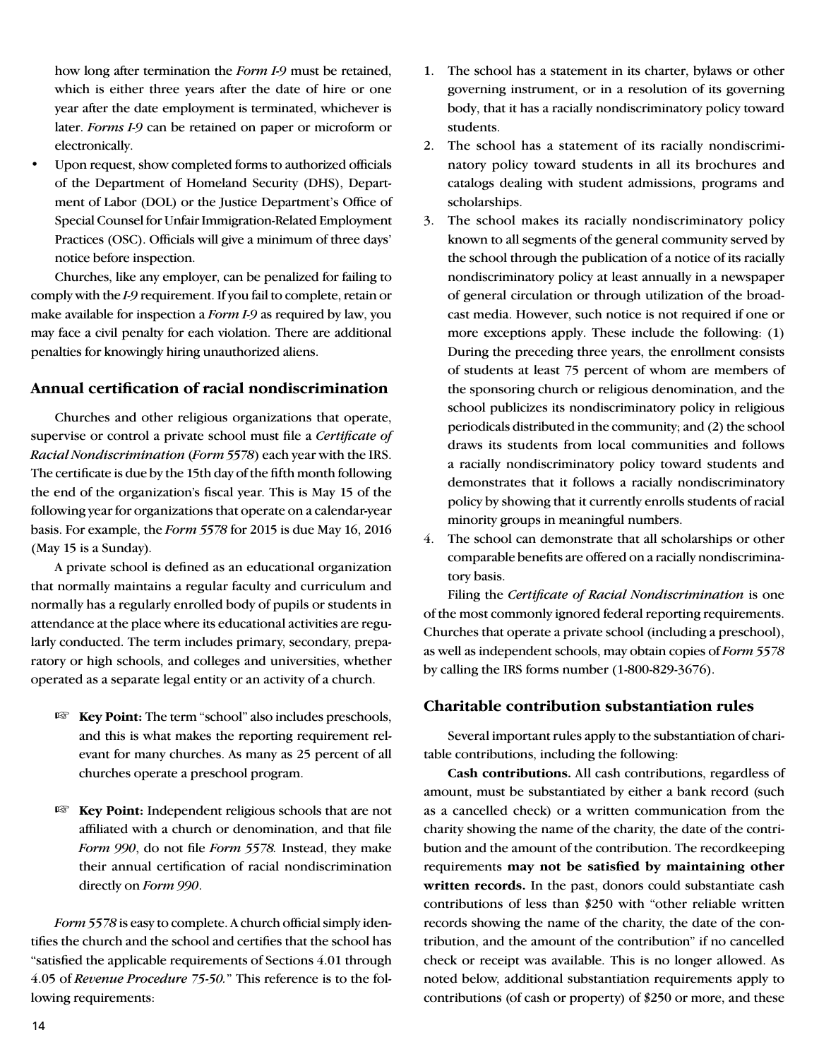how long after termination the *Form I-9* must be retained, which is either three years after the date of hire or one year after the date employment is terminated, whichever is later. *Forms I-9* can be retained on paper or microform or electronically.

- Upon request, show completed forms to authorized officials of the Department of Homeland Security (DHS), Department of Labor (DOL) or the Justice Department's Office of Special Counsel for Unfair Immigration-Related Employment Practices (OSC). Officials will give a minimum of three days' notice before inspection.

Churches, like any employer, can be penalized for failing to comply with the *I-9* requirement. If you fail to complete, retain or make available for inspection a *Form I-9* as required by law, you may face a civil penalty for each violation. There are additional penalties for knowingly hiring unauthorized aliens.

## Annual certification of racial nondiscrimination

Churches and other religious organizations that operate, supervise or control a private school must file a *Certificate of Racial Nondiscrimination* (*Form 5578*) each year with the IRS. The certificate is due by the 15th day of the fifth month following the end of the organization's fiscal year. This is May 15 of the following year for organizations that operate on a calendar-year basis. For example, the *Form 5578* for 2015 is due May 16, 2016 (May 15 is a Sunday).

A private school is defined as an educational organization that normally maintains a regular faculty and curriculum and normally has a regularly enrolled body of pupils or students in attendance at the place where its educational activities are regularly conducted. The term includes primary, secondary, preparatory or high schools, and colleges and universities, whether operated as a separate legal entity or an activity of a church.

☞ **Key Point:** The term "school" also includes preschools, and this is what makes the reporting requirement relevant for many churches. As many as 25 percent of all churches operate a preschool program.

☞ **Key Point:** Independent religious schools that are not affiliated with a church or denomination, and that file *Form 990*, do not file *Form 5578.* Instead, they make their annual certification of racial nondiscrimination directly on *Form 990*.

*Form 5578* is easy to complete. A church official simply identifies the church and the school and certifies that the school has "satisfied the applicable requirements of Sections 4.01 through 4.05 of *Revenue Procedure 75-50.*" This reference is to the following requirements:

1. The school has a statement in its charter, bylaws or other governing instrument, or in a resolution of its governing body, that it has a racially nondiscriminatory policy toward students.
2. The school has a statement of its racially nondiscriminatory policy toward students in all its brochures and catalogs dealing with student admissions, programs and scholarships.
3. The school makes its racially nondiscriminatory policy known to all segments of the general community served by the school through the publication of a notice of its racially nondiscriminatory policy at least annually in a newspaper of general circulation or through utilization of the broadcast media. However, such notice is not required if one or more exceptions apply. These include the following: (1) During the preceding three years, the enrollment consists of students at least 75 percent of whom are members of the sponsoring church or religious denomination, and the school publicizes its nondiscriminatory policy in religious periodicals distributed in the community; and (2) the school draws its students from local communities and follows a racially nondiscriminatory policy toward students and demonstrates that it follows a racially nondiscriminatory policy by showing that it currently enrolls students of racial minority groups in meaningful numbers.
4. The school can demonstrate that all scholarships or other comparable benefits are offered on a racially nondiscriminatory basis.

Filing the *Certificate of Racial Nondiscrimination* is one of the most commonly ignored federal reporting requirements. Churches that operate a private school (including a preschool), as well as independent schools, may obtain copies of *Form 5578* by calling the IRS forms number (1-800-829-3676).

## Charitable contribution substantiation rules

Several important rules apply to the substantiation of charitable contributions, including the following:

**Cash contributions.** All cash contributions, regardless of amount, must be substantiated by either a bank record (such as a cancelled check) or a written communication from the charity showing the name of the charity, the date of the contribution and the amount of the contribution. The recordkeeping requirements **may not be satisfied by maintaining other written records.** In the past, donors could substantiate cash contributions of less than $250 with "other reliable written records showing the name of the charity, the date of the contribution, and the amount of the contribution" if no cancelled check or receipt was available. This is no longer allowed. As noted below, additional substantiation requirements apply to contributions (of cash or property) of $250 or more, and these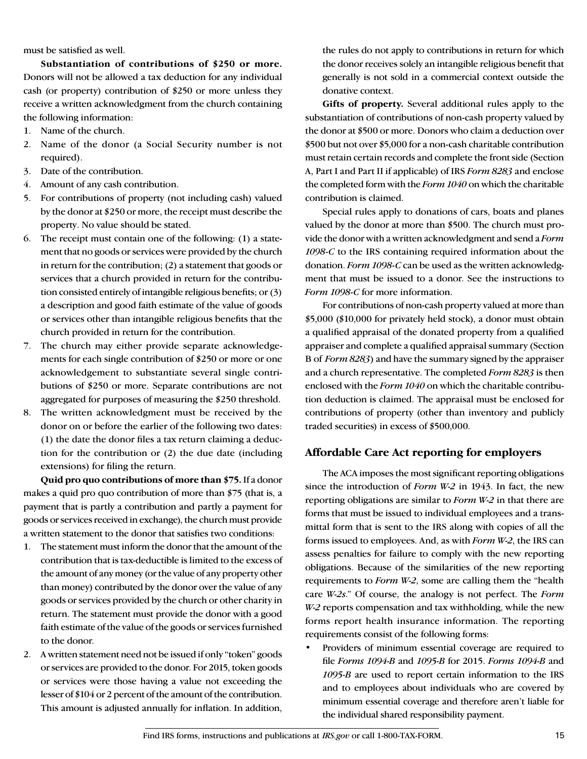must be satisfied as well.

**Substantiation of contributions of $250 or more.** Donors will not be allowed a tax deduction for any individual cash (or property) contribution of $250 or more unless they receive a written acknowledgment from the church containing the following information:

1. Name of the church.
2. Name of the donor (a Social Security number is not required).
3. Date of the contribution.
4. Amount of any cash contribution.
5. For contributions of property (not including cash) valued by the donor at $250 or more, the receipt must describe the property. No value should be stated.
6. The receipt must contain one of the following: (1) a statement that no goods or services were provided by the church in return for the contribution; (2) a statement that goods or services that a church provided in return for the contribution consisted entirely of intangible religious benefits; or (3) a description and good faith estimate of the value of goods or services other than intangible religious benefits that the church provided in return for the contribution.
7. The church may either provide separate acknowledgements for each single contribution of $250 or more or one acknowledgement to substantiate several single contributions of $250 or more. Separate contributions are not aggregated for purposes of measuring the $250 threshold.
8. The written acknowledgment must be received by the donor on or before the earlier of the following two dates: (1) the date the donor files a tax return claiming a deduction for the contribution or (2) the due date (including extensions) for filing the return.

**Quid pro quo contributions of more than $75.** If a donor makes a quid pro quo contribution of more than $75 (that is, a payment that is partly a contribution and partly a payment for goods or services received in exchange), the church must provide a written statement to the donor that satisfies two conditions:

1. The statement must inform the donor that the amount of the contribution that is tax-deductible is limited to the excess of the amount of any money (or the value of any property other than money) contributed by the donor over the value of any goods or services provided by the church or other charity in return. The statement must provide the donor with a good faith estimate of the value of the goods or services furnished to the donor.
2. A written statement need not be issued if only "token" goods or services are provided to the donor. For 2015, token goods or services were those having a value not exceeding the lesser of $104 or 2 percent of the amount of the contribution. This amount is adjusted annually for inflation. In addition, the rules do not apply to contributions in return for which the donor receives solely an intangible religious benefit that generally is not sold in a commercial context outside the donative context.

**Gifts of property.** Several additional rules apply to the substantiation of contributions of non-cash property valued by the donor at $500 or more. Donors who claim a deduction over $500 but not over $5,000 for a non-cash charitable contribution must retain certain records and complete the front side (Section A, Part I and Part II if applicable) of IRS *Form 8283* and enclose the completed form with the *Form 1040* on which the charitable contribution is claimed.

Special rules apply to donations of cars, boats and planes valued by the donor at more than $500. The church must provide the donor with a written acknowledgment and send a *Form 1098-C* to the IRS containing required information about the donation. *Form 1098-C* can be used as the written acknowledgment that must be issued to a donor. See the instructions to *Form 1098-C* for more information.

For contributions of non-cash property valued at more than $5,000 ($10,000 for privately held stock), a donor must obtain a qualified appraisal of the donated property from a qualified appraiser and complete a qualified appraisal summary (Section B of *Form 8283*) and have the summary signed by the appraiser and a church representative. The completed *Form 8283* is then enclosed with the *Form 1040* on which the charitable contribution deduction is claimed. The appraisal must be enclosed for contributions of property (other than inventory and publicly traded securities) in excess of $500,000.

## Affordable Care Act reporting for employers

The ACA imposes the most significant reporting obligations since the introduction of *Form W-2* in 1943. In fact, the new reporting obligations are similar to *Form W-2* in that there are forms that must be issued to individual employees and a transmittal form that is sent to the IRS along with copies of all the forms issued to employees. And, as with *Form W-2*, the IRS can assess penalties for failure to comply with the new reporting obligations. Because of the similarities of the new reporting requirements to *Form W-2*, some are calling them the "health care *W-2s*." Of course, the analogy is not perfect. The *Form W-2* reports compensation and tax withholding, while the new forms report health insurance information. The reporting requirements consist of the following forms:

- Providers of minimum essential coverage are required to file *Forms 1094-B* and *1095-B* for 2015. *Forms 1094-B* and *1095-B* are used to report certain information to the IRS and to employees about individuals who are covered by minimum essential coverage and therefore aren't liable for the individual shared responsibility payment.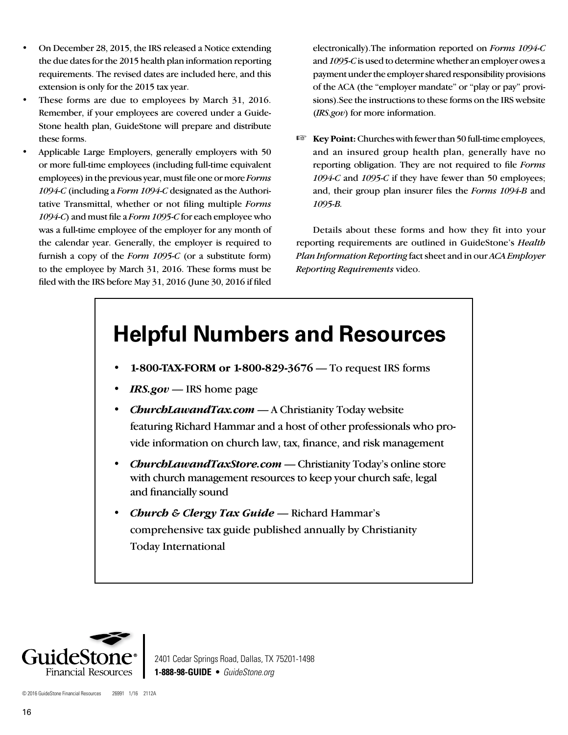- On December 28, 2015, the IRS released a Notice extending the due dates for the 2015 health plan information reporting requirements. The revised dates are included here, and this extension is only for the 2015 tax year.
- These forms are due to employees by March 31, 2016. Remember, if your employees are covered under a GuideStone health plan, GuideStone will prepare and distribute these forms.
- Applicable Large Employers, generally employers with 50 or more full-time employees (including full-time equivalent employees) in the previous year, must file one or more *Forms 1094-C* (including a *Form 1094-C* designated as the Authoritative Transmittal, whether or not filing multiple *Forms 1094-C*) and must file a *Form 1095-C* for each employee who was a full-time employee of the employer for any month of the calendar year. Generally, the employer is required to furnish a copy of the *Form 1095-C* (or a substitute form) to the employee by March 31, 2016. These forms must be filed with the IRS before May 31, 2016 (June 30, 2016 if filed electronically).The information reported on *Forms 1094-C* and *1095-C* is used to determine whether an employer owes a payment under the employer shared responsibility provisions of the ACA (the "employer mandate" or "play or pay" provisions).See the instructions to these forms on the IRS website (*IRS.gov*) for more information.

☞ **Key Point:** Churches with fewer than 50 full-time employees, and an insured group health plan, generally have no reporting obligation. They are not required to file *Forms 1094-C* and *1095-C* if they have fewer than 50 employees; and, their group plan insurer files the *Forms 1094-B* and *1095-B.*

Details about these forms and how they fit into your reporting requirements are outlined in GuideStone's *Health Plan Information Reporting* fact sheet and in our *ACA Employer Reporting Requirements* video.

## Helpful Numbers and Resources

- **1-800-TAX-FORM or 1-800-829-3676** — To request IRS forms
- ***IRS.gov*** — IRS home page
- ***ChurchLawandTax.com*** — A Christianity Today website featuring Richard Hammar and a host of other professionals who provide information on church law, tax, finance, and risk management
- ***ChurchLawandTaxStore.com*** — Christianity Today's online store with church management resources to keep your church safe, legal and financially sound
- ***Church & Clergy Tax Guide*** — Richard Hammar's comprehensive tax guide published annually by Christianity Today International

GuideStone® Financial Resources

2401 Cedar Springs Road, Dallas, TX 75201-1498
**1-888-98-GUIDE** • *GuideStone.org*

© 2016 GuideStone Financial Resources 26991 1/16 2112A